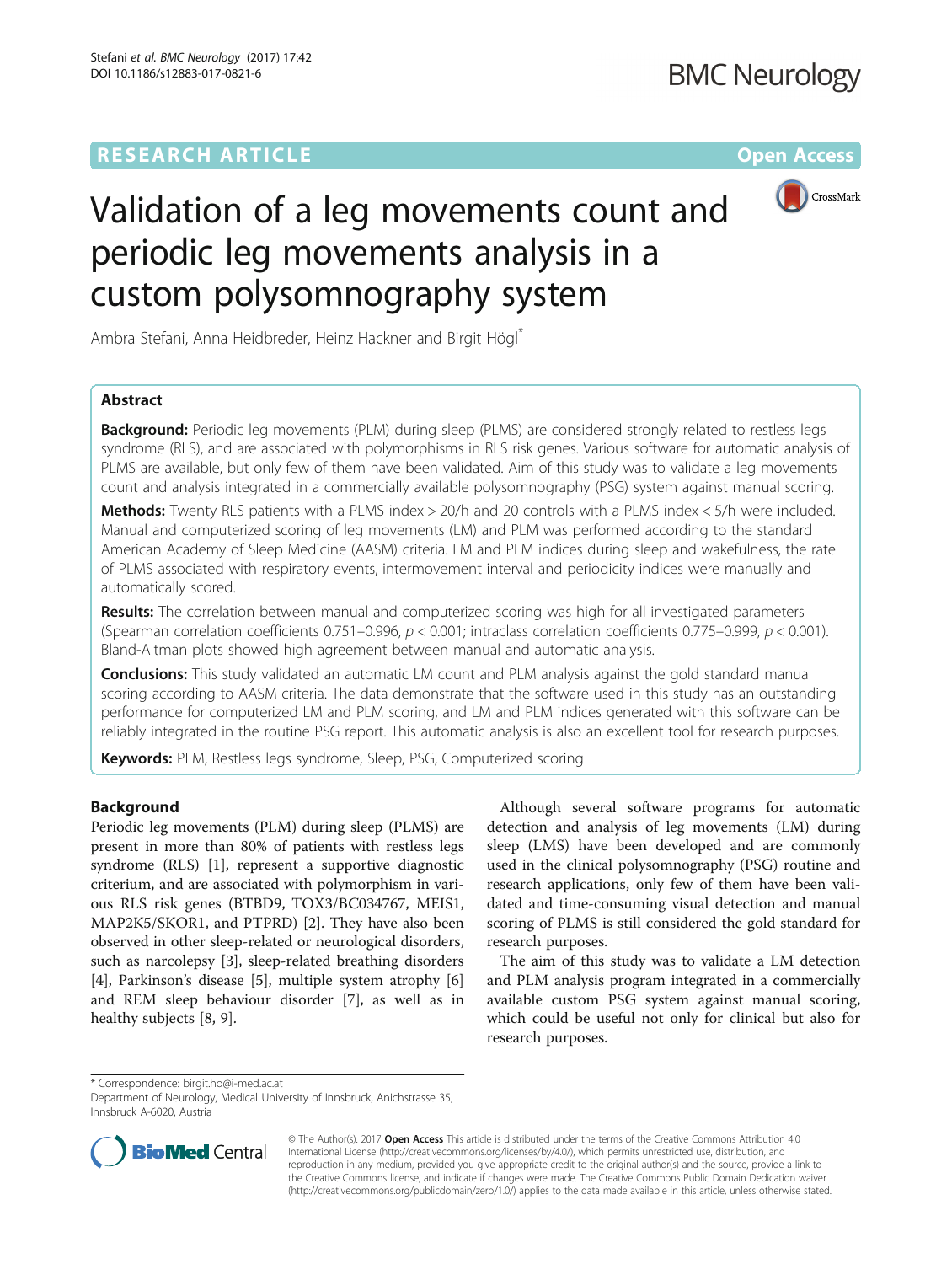# RESEARCH ARTICLE

# Validation of a leg movements count and periodic leg movements analysis in a custom polysomnography system

Ambra Stefani, Anna Heidbreder, Heinz Hackner and Birgit Högl*

## Abstract

**Background:** Periodic leg movements (PLM) during sleep (PLMS) are considered strongly related to restless legs syndrome (RLS), and are associated with polymorphisms in RLS risk genes. Various software for automatic analysis of PLMS are available, but only few of them have been validated. Aim of this study was to validate a leg movements count and analysis integrated in a commercially available polysomnography (PSG) system against manual scoring.

**Methods:** Twenty RLS patients with a PLMS index > 20/h and 20 controls with a PLMS index < 5/h were included. Manual and computerized scoring of leg movements (LM) and PLM was performed according to the standard American Academy of Sleep Medicine (AASM) criteria. LM and PLM indices during sleep and wakefulness, the rate of PLMS associated with respiratory events, intermovement interval and periodicity indices were manually and automatically scored.

**Results:** The correlation between manual and computerized scoring was high for all investigated parameters (Spearman correlation coefficients 0.751–0.996, $p < 0.001$; intraclass correlation coefficients 0.775–0.999, $p < 0.001$). Bland-Altman plots showed high agreement between manual and automatic analysis.

**Conclusions:** This study validated an automatic LM count and PLM analysis against the gold standard manual scoring according to AASM criteria. The data demonstrate that the software used in this study has an outstanding performance for computerized LM and PLM scoring, and LM and PLM indices generated with this software can be reliably integrated in the routine PSG report. This automatic analysis is also an excellent tool for research purposes.

**Keywords:** PLM, Restless legs syndrome, Sleep, PSG, Computerized scoring

## Background

Periodic leg movements (PLM) during sleep (PLMS) are present in more than 80% of patients with restless legs syndrome (RLS) [1], represent a supportive diagnostic criterium, and are associated with polymorphism in various RLS risk genes (BTBD9, TOX3/BC034767, MEIS1, MAP2K5/SKOR1, and PTPRD) [2]. They have also been observed in other sleep-related or neurological disorders, such as narcolepsy [3], sleep-related breathing disorders [4], Parkinson's disease [5], multiple system atrophy [6] and REM sleep behaviour disorder [7], as well as in healthy subjects [8, 9].

Although several software programs for automatic detection and analysis of leg movements (LM) during sleep (LMS) have been developed and are commonly used in the clinical polysomnography (PSG) routine and research applications, only few of them have been validated and time-consuming visual detection and manual scoring of PLMS is still considered the gold standard for research purposes.

The aim of this study was to validate a LM detection and PLM analysis program integrated in a commercially available custom PSG system against manual scoring, which could be useful not only for clinical but also for research purposes.

\* Correspondence: birgit.ho@i-med.ac.at
Department of Neurology, Medical University of Innsbruck, Anichstrasse 35, Innsbruck A-6020, Austria

© The Author(s). 2017 **Open Access** This article is distributed under the terms of the Creative Commons Attribution 4.0 International License (http://creativecommons.org/licenses/by/4.0/), which permits unrestricted use, distribution, and reproduction in any medium, provided you give appropriate credit to the original author(s) and the source, provide a link to the Creative Commons license, and indicate if changes were made. The Creative Commons Public Domain Dedication waiver (http://creativecommons.org/publicdomain/zero/1.0/) applies to the data made available in this article, unless otherwise stated.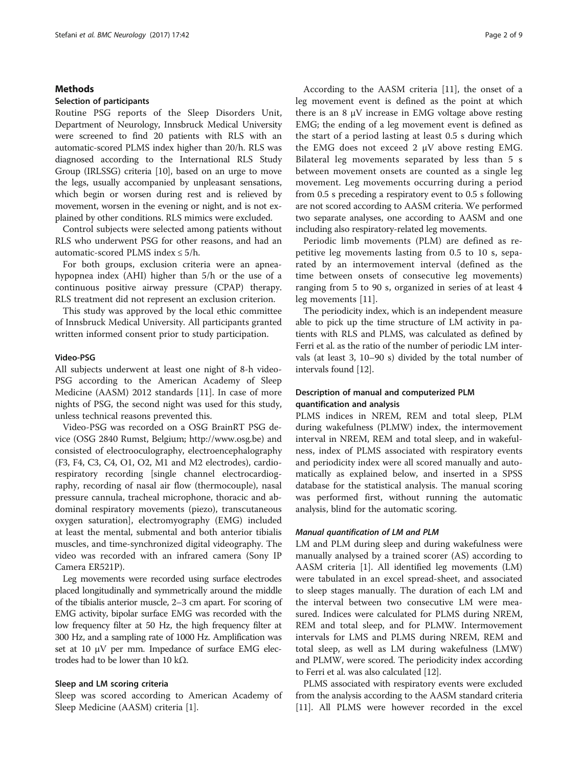## Methods

### Selection of participants

Routine PSG reports of the Sleep Disorders Unit, Department of Neurology, Innsbruck Medical University were screened to find 20 patients with RLS with an automatic-scored PLMS index higher than 20/h. RLS was diagnosed according to the International RLS Study Group (IRLSSG) criteria [10], based on an urge to move the legs, usually accompanied by unpleasant sensations, which begin or worsen during rest and is relieved by movement, worsen in the evening or night, and is not explained by other conditions. RLS mimics were excluded.

Control subjects were selected among patients without RLS who underwent PSG for other reasons, and had an automatic-scored PLMS index ≤ 5/h.

For both groups, exclusion criteria were an apnea-hypopnea index (AHI) higher than 5/h or the use of a continuous positive airway pressure (CPAP) therapy. RLS treatment did not represent an exclusion criterion.

This study was approved by the local ethic committee of Innsbruck Medical University. All participants granted written informed consent prior to study participation.

### Video-PSG

All subjects underwent at least one night of 8-h video-PSG according to the American Academy of Sleep Medicine (AASM) 2012 standards [11]. In case of more nights of PSG, the second night was used for this study, unless technical reasons prevented this.

Video-PSG was recorded on a OSG BrainRT PSG device (OSG 2840 Rumst, Belgium; http://www.osg.be) and consisted of electrooculography, electroencephalography (F3, F4, C3, C4, O1, O2, M1 and M2 electrodes), cardiorespiratory recording [single channel electrocardiography, recording of nasal air flow (thermocouple), nasal pressure cannula, tracheal microphone, thoracic and abdominal respiratory movements (piezo), transcutaneous oxygen saturation], electromyography (EMG) included at least the mental, submental and both anterior tibialis muscles, and time-synchronized digital videography. The video was recorded with an infrared camera (Sony IP Camera ER521P).

Leg movements were recorded using surface electrodes placed longitudinally and symmetrically around the middle of the tibialis anterior muscle, 2–3 cm apart. For scoring of EMG activity, bipolar surface EMG was recorded with the low frequency filter at 50 Hz, the high frequency filter at 300 Hz, and a sampling rate of 1000 Hz. Amplification was set at 10 μV per mm. Impedance of surface EMG electrodes had to be lower than 10 kΩ.

### Sleep and LM scoring criteria

Sleep was scored according to American Academy of Sleep Medicine (AASM) criteria [1].

According to the AASM criteria [11], the onset of a leg movement event is defined as the point at which there is an 8 μV increase in EMG voltage above resting EMG; the ending of a leg movement event is defined as the start of a period lasting at least 0.5 s during which the EMG does not exceed 2 μV above resting EMG. Bilateral leg movements separated by less than 5 s between movement onsets are counted as a single leg movement. Leg movements occurring during a period from 0.5 s preceding a respiratory event to 0.5 s following are not scored according to AASM criteria. We performed two separate analyses, one according to AASM and one including also respiratory-related leg movements.

Periodic limb movements (PLM) are defined as repetitive leg movements lasting from 0.5 to 10 s, separated by an intermovement interval (defined as the time between onsets of consecutive leg movements) ranging from 5 to 90 s, organized in series of at least 4 leg movements [11].

The periodicity index, which is an independent measure able to pick up the time structure of LM activity in patients with RLS and PLMS, was calculated as defined by Ferri et al. as the ratio of the number of periodic LM intervals (at least 3, 10–90 s) divided by the total number of intervals found [12].

### Description of manual and computerized PLM quantification and analysis

PLMS indices in NREM, REM and total sleep, PLM during wakefulness (PLMW) index, the intermovement interval in NREM, REM and total sleep, and in wakefulness, index of PLMS associated with respiratory events and periodicity index were all scored manually and automatically as explained below, and inserted in a SPSS database for the statistical analysis. The manual scoring was performed first, without running the automatic analysis, blind for the automatic scoring.

#### *Manual quantification of LM and PLM*

LM and PLM during sleep and during wakefulness were manually analysed by a trained scorer (AS) according to AASM criteria [1]. All identified leg movements (LM) were tabulated in an excel spread-sheet, and associated to sleep stages manually. The duration of each LM and the interval between two consecutive LM were measured. Indices were calculated for PLMS during NREM, REM and total sleep, and for PLMW. Intermovement intervals for LMS and PLMS during NREM, REM and total sleep, as well as LM during wakefulness (LMW) and PLMW, were scored. The periodicity index according to Ferri et al. was also calculated [12].

PLMS associated with respiratory events were excluded from the analysis according to the AASM standard criteria [11]. All PLMS were however recorded in the excel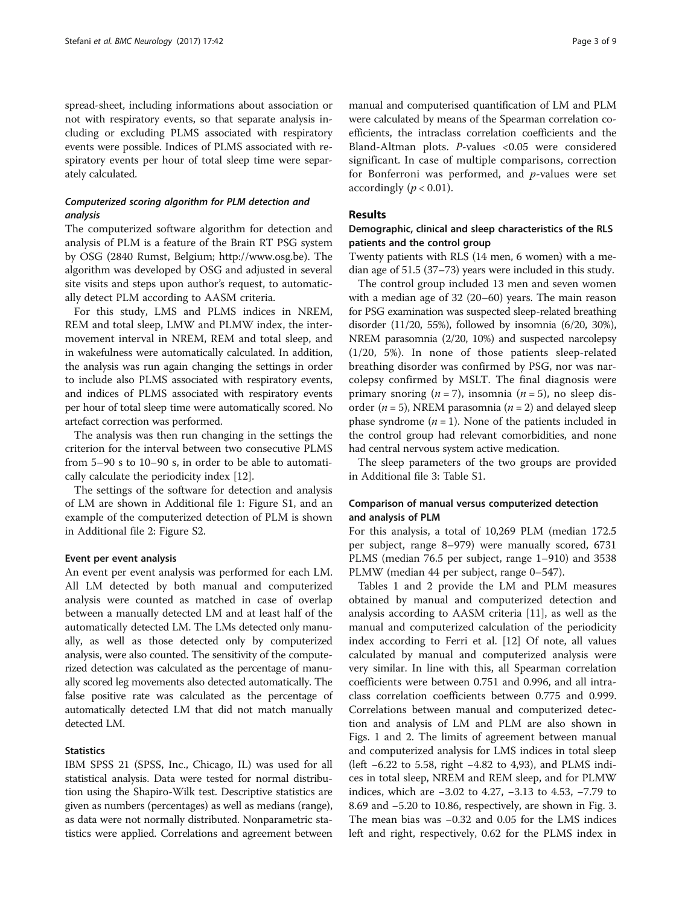spread-sheet, including informations about association or not with respiratory events, so that separate analysis including or excluding PLMS associated with respiratory events were possible. Indices of PLMS associated with respiratory events per hour of total sleep time were separately calculated.

### *Computerized scoring algorithm for PLM detection and analysis*

The computerized software algorithm for detection and analysis of PLM is a feature of the Brain RT PSG system by OSG (2840 Rumst, Belgium; http://www.osg.be). The algorithm was developed by OSG and adjusted in several site visits and steps upon author's request, to automatically detect PLM according to AASM criteria.

For this study, LMS and PLMS indices in NREM, REM and total sleep, LMW and PLMW index, the intermovement interval in NREM, REM and total sleep, and in wakefulness were automatically calculated. In addition, the analysis was run again changing the settings in order to include also PLMS associated with respiratory events, and indices of PLMS associated with respiratory events per hour of total sleep time were automatically scored. No artefact correction was performed.

The analysis was then run changing in the settings the criterion for the interval between two consecutive PLMS from 5–90 s to 10–90 s, in order to be able to automatically calculate the periodicity index [12].

The settings of the software for detection and analysis of LM are shown in Additional file 1: Figure S1, and an example of the computerized detection of PLM is shown in Additional file 2: Figure S2.

#### Event per event analysis

An event per event analysis was performed for each LM. All LM detected by both manual and computerized analysis were counted as matched in case of overlap between a manually detected LM and at least half of the automatically detected LM. The LMs detected only manually, as well as those detected only by computerized analysis, were also counted. The sensitivity of the computerized detection was calculated as the percentage of manually scored leg movements also detected automatically. The false positive rate was calculated as the percentage of automatically detected LM that did not match manually detected LM.

#### Statistics

IBM SPSS 21 (SPSS, Inc., Chicago, IL) was used for all statistical analysis. Data were tested for normal distribution using the Shapiro-Wilk test. Descriptive statistics are given as numbers (percentages) as well as medians (range), as data were not normally distributed. Nonparametric statistics were applied. Correlations and agreement between manual and computerised quantification of LM and PLM were calculated by means of the Spearman correlation coefficients, the intraclass correlation coefficients and the Bland-Altman plots. *P*-values <0.05 were considered significant. In case of multiple comparisons, correction for Bonferroni was performed, and *p*-values were set accordingly ($p < 0.01$).

## Results

### Demographic, clinical and sleep characteristics of the RLS patients and the control group

Twenty patients with RLS (14 men, 6 women) with a median age of 51.5 (37–73) years were included in this study.

The control group included 13 men and seven women with a median age of 32 (20–60) years. The main reason for PSG examination was suspected sleep-related breathing disorder (11/20, 55%), followed by insomnia (6/20, 30%), NREM parasomnia (2/20, 10%) and suspected narcolepsy (1/20, 5%). In none of those patients sleep-related breathing disorder was confirmed by PSG, nor was narcolepsy confirmed by MSLT. The final diagnosis were primary snoring ($n = 7$), insomnia ($n = 5$), no sleep disorder ($n = 5$), NREM parasomnia ($n = 2$) and delayed sleep phase syndrome ($n = 1$). None of the patients included in the control group had relevant comorbidities, and none had central nervous system active medication.

The sleep parameters of the two groups are provided in Additional file 3: Table S1.

### Comparison of manual versus computerized detection and analysis of PLM

For this analysis, a total of 10,269 PLM (median 172.5 per subject, range 8–979) were manually scored, 6731 PLMS (median 76.5 per subject, range 1–910) and 3538 PLMW (median 44 per subject, range 0–547).

Tables 1 and 2 provide the LM and PLM measures obtained by manual and computerized detection and analysis according to AASM criteria [11], as well as the manual and computerized calculation of the periodicity index according to Ferri et al. [12] Of note, all values calculated by manual and computerized analysis were very similar. In line with this, all Spearman correlation coefficients were between 0.751 and 0.996, and all intraclass correlation coefficients between 0.775 and 0.999. Correlations between manual and computerized detection and analysis of LM and PLM are also shown in Figs. 1 and 2. The limits of agreement between manual and computerized analysis for LMS indices in total sleep (left −6.22 to 5.58, right −4.82 to 4,93), and PLMS indices in total sleep, NREM and REM sleep, and for PLMW indices, which are −3.02 to 4.27, −3.13 to 4.53, −7.79 to 8.69 and −5.20 to 10.86, respectively, are shown in Fig. 3. The mean bias was −0.32 and 0.05 for the LMS indices left and right, respectively, 0.62 for the PLMS index in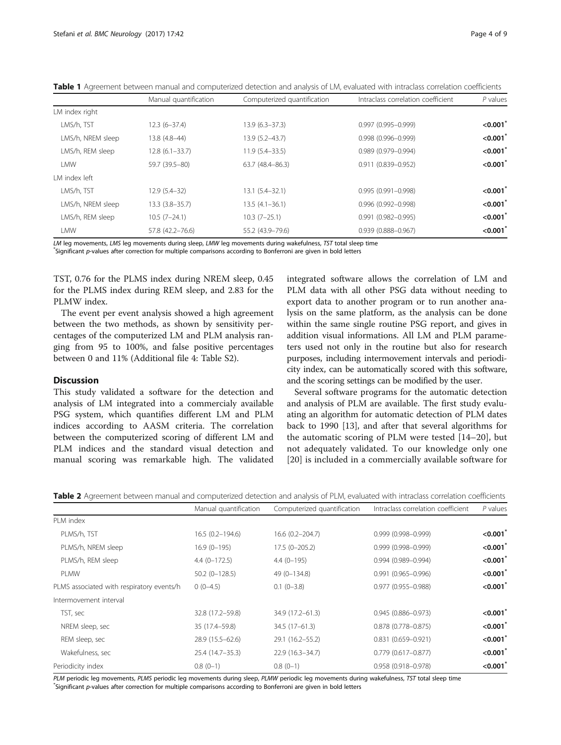**Table 1** Agreement between manual and computerized detection and analysis of LM, evaluated with intraclass correlation coefficients

| | Manual quantification | Computerized quantification | Intraclass correlation coefficient | *P* values |
|---|---|---|---|---|
| LM index right | | | | |
| LMS/h, TST | 12.3 (6–37.4) | 13.9 (6.3–37.3) | 0.997 (0.995–0.999) | **<0.001*** |
| LMS/h, NREM sleep | 13.8 (4.8–44) | 13.9 (5.2–43.7) | 0.998 (0.996–0.999) | **<0.001*** |
| LMS/h, REM sleep | 12.8 (6.1–33.7) | 11.9 (5.4–33.5) | 0.989 (0.979–0.994) | **<0.001*** |
| LMW | 59.7 (39.5–80) | 63.7 (48.4–86.3) | 0.911 (0.839–0.952) | **<0.001*** |
| LM index left | | | | |
| LMS/h, TST | 12.9 (5.4–32) | 13.1 (5.4–32.1) | 0.995 (0.991–0.998) | **<0.001*** |
| LMS/h, NREM sleep | 13.3 (3.8–35.7) | 13.5 (4.1–36.1) | 0.996 (0.992–0.998) | **<0.001*** |
| LMS/h, REM sleep | 10.5 (7–24.1) | 10.3 (7–25.1) | 0.991 (0.982–0.995) | **<0.001*** |
| LMW | 57.8 (42.2–76.6) | 55.2 (43.9–79.6) | 0.939 (0.888–0.967) | **<0.001*** |

*LM* leg movements, *LMS* leg movements during sleep, *LMW* leg movements during wakefulness, *TST* total sleep time
*Significant *p*-values after correction for multiple comparisons according to Bonferroni are given in bold letters

TST, 0.76 for the PLMS index during NREM sleep, 0.45 for the PLMS index during REM sleep, and 2.83 for the PLMW index.

The event per event analysis showed a high agreement between the two methods, as shown by sensitivity percentages of the computerized LM and PLM analysis ranging from 95 to 100%, and false positive percentages between 0 and 11% (Additional file 4: Table S2).

## Discussion

This study validated a software for the detection and analysis of LM integrated into a commercialy available PSG system, which quantifies different LM and PLM indices according to AASM criteria. The correlation between the computerized scoring of different LM and PLM indices and the standard visual detection and manual scoring was remarkable high. The validated integrated software allows the correlation of LM and PLM data with all other PSG data without needing to export data to another program or to run another analysis on the same platform, as the analysis can be done within the same single routine PSG report, and gives in addition visual informations. All LM and PLM parameters used not only in the routine but also for research purposes, including intermovement intervals and periodicity index, can be automatically scored with this software, and the scoring settings can be modified by the user.

Several software programs for the automatic detection and analysis of PLM are available. The first study evaluating an algorithm for automatic detection of PLM dates back to 1990 [13], and after that several algorithms for the automatic scoring of PLM were tested [14–20], but not adequately validated. To our knowledge only one [20] is included in a commercially available software for

**Table 2** Agreement between manual and computerized detection and analysis of PLM, evaluated with intraclass correlation coefficients

| | Manual quantification | Computerized quantification | Intraclass correlation coefficient | *P* values |
|---|---|---|---|---|
| PLM index | | | | |
| PLMS/h, TST | 16.5 (0.2–194.6) | 16.6 (0.2–204.7) | 0.999 (0.998–0.999) | **<0.001*** |
| PLMS/h, NREM sleep | 16.9 (0–195) | 17.5 (0–205.2) | 0.999 (0.998–0.999) | **<0.001*** |
| PLMS/h, REM sleep | 4.4 (0–172.5) | 4.4 (0–195) | 0.994 (0.989–0.994) | **<0.001*** |
| PLMW | 50.2 (0–128.5) | 49 (0–134.8) | 0.991 (0.965–0.996) | **<0.001*** |
| PLMS associated with respiratory events/h | 0 (0–4.5) | 0.1 (0–3.8) | 0.977 (0.955–0.988) | **<0.001*** |
| Intermovement interval | | | | |
| TST, sec | 32.8 (17.2–59.8) | 34.9 (17.2–61.3) | 0.945 (0.886–0.973) | **<0.001*** |
| NREM sleep, sec | 35 (17.4–59.8) | 34.5 (17–61.3) | 0.878 (0.778–0.875) | **<0.001*** |
| REM sleep, sec | 28.9 (15.5–62.6) | 29.1 (16.2–55.2) | 0.831 (0.659–0.921) | **<0.001*** |
| Wakefulness, sec | 25.4 (14.7–35.3) | 22.9 (16.3–34.7) | 0.779 (0.617–0.877) | **<0.001*** |
| Periodicity index | 0.8 (0–1) | 0.8 (0–1) | 0.958 (0.918–0.978) | **<0.001*** |

*PLM* periodic leg movements, *PLMS* periodic leg movements during sleep, *PLMW* periodic leg movements during wakefulness, *TST* total sleep time
*Significant *p*-values after correction for multiple comparisons according to Bonferroni are given in bold letters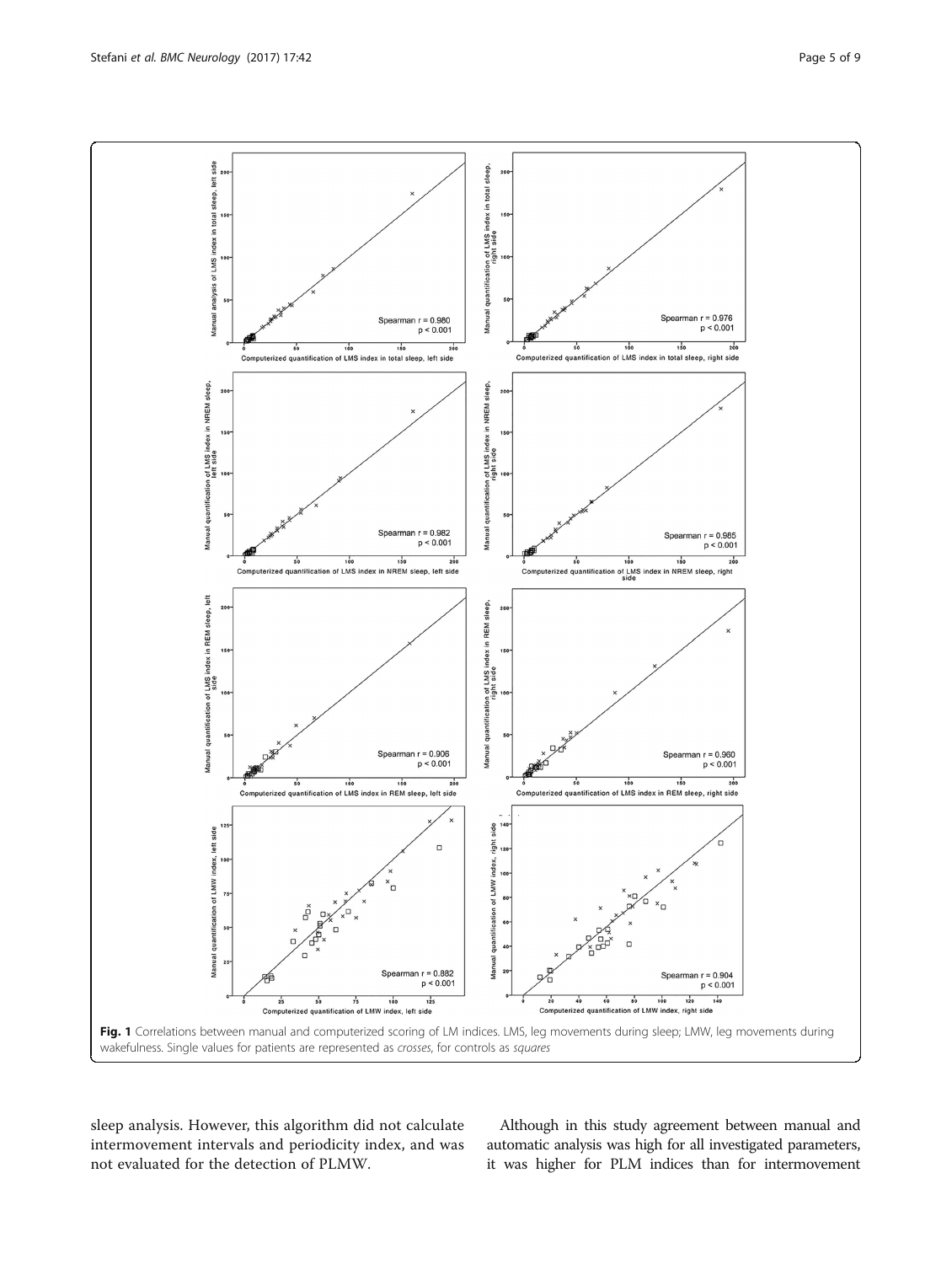Fig. 1 Correlations between manual and computerized scoring of LM indices. LMS, leg movements during sleep; LMW, leg movements during wakefulness. Single values for patients are represented as *crosses*, for controls as *squares*

sleep analysis. However, this algorithm did not calculate intermovement intervals and periodicity index, and was not evaluated for the detection of PLMW.

Although in this study agreement between manual and automatic analysis was high for all investigated parameters, it was higher for PLM indices than for intermovement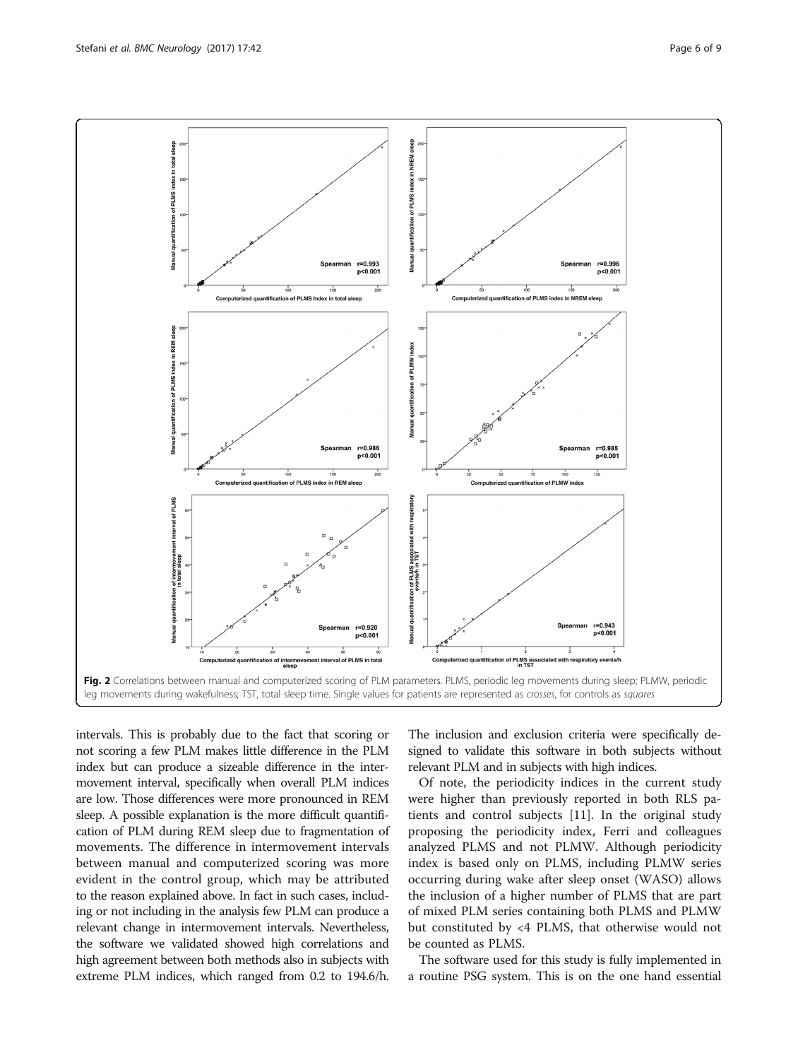Fig. 2 Correlations between manual and computerized scoring of PLM parameters. PLMS, periodic leg movements during sleep; PLMW, periodic leg movements during wakefulness; TST, total sleep time. Single values for patients are represented as *crosses*, for controls as *squares*

intervals. This is probably due to the fact that scoring or not scoring a few PLM makes little difference in the PLM index but can produce a sizeable difference in the intermovement interval, specifically when overall PLM indices are low. Those differences were more pronounced in REM sleep. A possible explanation is the more difficult quantification of PLM during REM sleep due to fragmentation of movements. The difference in intermovement intervals between manual and computerized scoring was more evident in the control group, which may be attributed to the reason explained above. In fact in such cases, including or not including in the analysis few PLM can produce a relevant change in intermovement intervals. Nevertheless, the software we validated showed high correlations and high agreement between both methods also in subjects with extreme PLM indices, which ranged from 0.2 to 194.6/h. The inclusion and exclusion criteria were specifically designed to validate this software in both subjects without relevant PLM and in subjects with high indices.

Of note, the periodicity indices in the current study were higher than previously reported in both RLS patients and control subjects [11]. In the original study proposing the periodicity index, Ferri and colleagues analyzed PLMS and not PLMW. Although periodicity index is based only on PLMS, including PLMW series occurring during wake after sleep onset (WASO) allows the inclusion of a higher number of PLMS that are part of mixed PLM series containing both PLMS and PLMW but constituted by <4 PLMS, that otherwise would not be counted as PLMS.

The software used for this study is fully implemented in a routine PSG system. This is on the one hand essential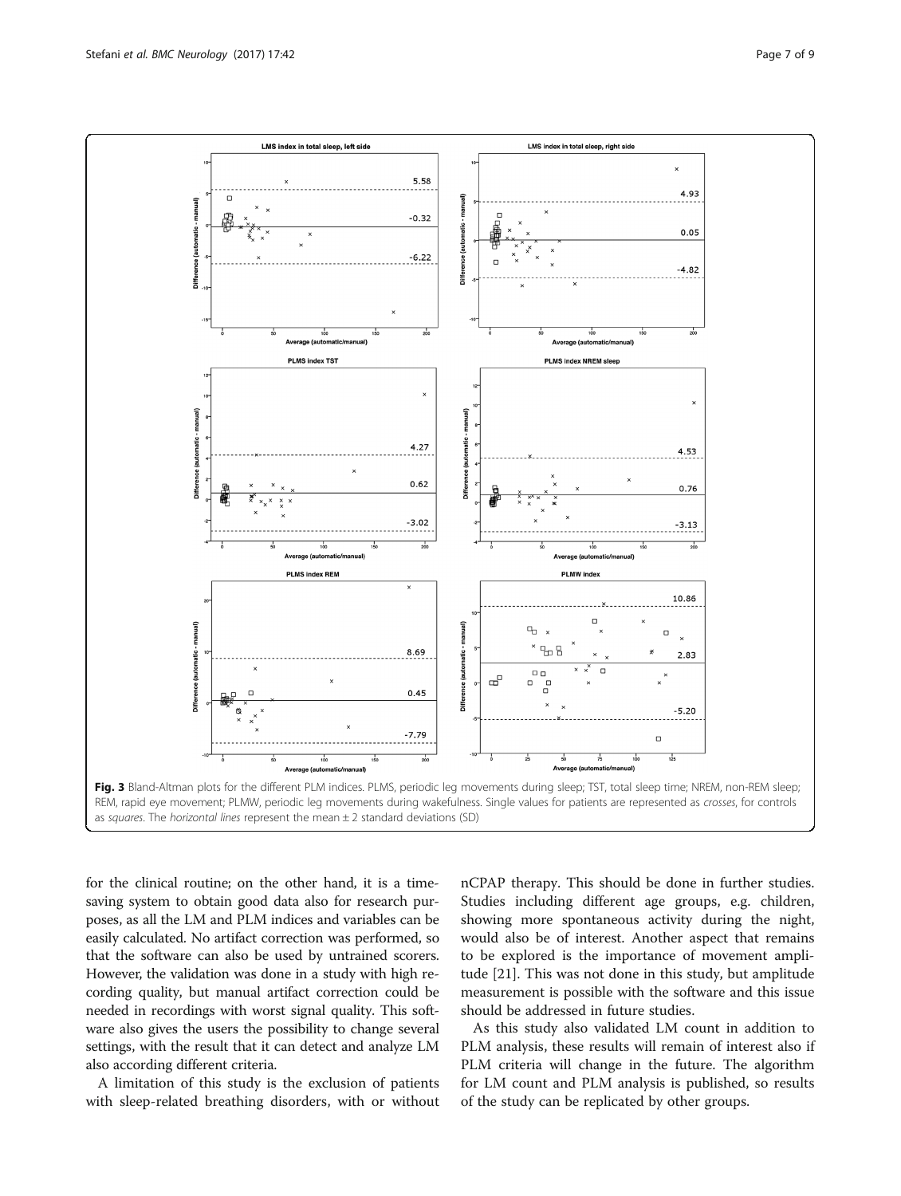Fig. 3 Bland-Altman plots for the different PLM indices. PLMS, periodic leg movements during sleep; TST, total sleep time; NREM, non-REM sleep; REM, rapid eye movement; PLMW, periodic leg movements during wakefulness. Single values for patients are represented as *crosses*, for controls as *squares*. The *horizontal lines* represent the mean ± 2 standard deviations (SD)

for the clinical routine; on the other hand, it is a time-saving system to obtain good data also for research purposes, as all the LM and PLM indices and variables can be easily calculated. No artifact correction was performed, so that the software can also be used by untrained scorers. However, the validation was done in a study with high recording quality, but manual artifact correction could be needed in recordings with worst signal quality. This software also gives the users the possibility to change several settings, with the result that it can detect and analyze LM also according different criteria.

A limitation of this study is the exclusion of patients with sleep-related breathing disorders, with or without nCPAP therapy. This should be done in further studies. Studies including different age groups, e.g. children, showing more spontaneous activity during the night, would also be of interest. Another aspect that remains to be explored is the importance of movement amplitude [21]. This was not done in this study, but amplitude measurement is possible with the software and this issue should be addressed in future studies.

As this study also validated LM count in addition to PLM analysis, these results will remain of interest also if PLM criteria will change in the future. The algorithm for LM count and PLM analysis is published, so results of the study can be replicated by other groups.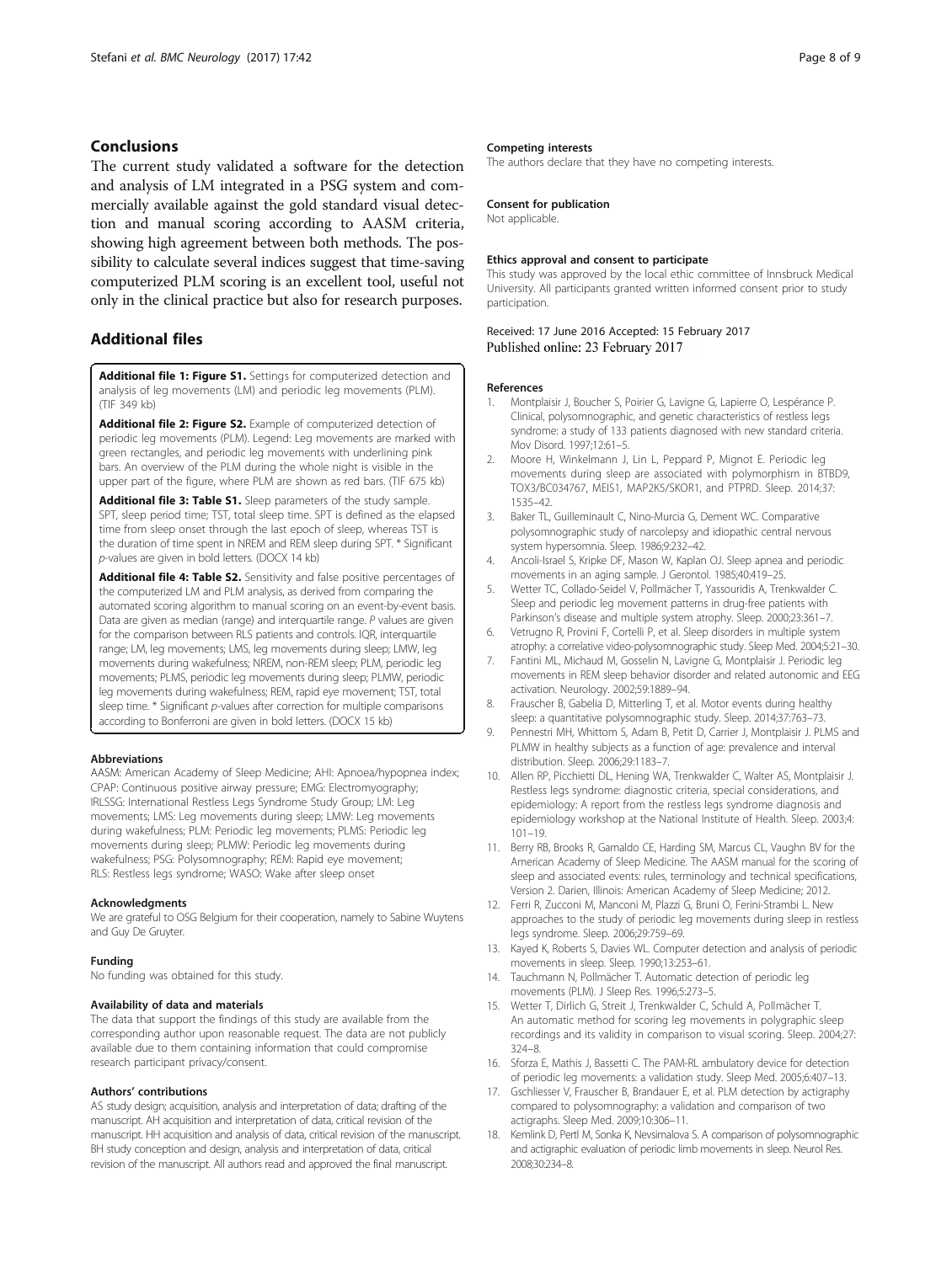## Conclusions

The current study validated a software for the detection and analysis of LM integrated in a PSG system and commercially available against the gold standard visual detection and manual scoring according to AASM criteria, showing high agreement between both methods. The possibility to calculate several indices suggest that time-saving computerized PLM scoring is an excellent tool, useful not only in the clinical practice but also for research purposes.

## Additional files

**Additional file 1: Figure S1.** Settings for computerized detection and analysis of leg movements (LM) and periodic leg movements (PLM). (TIF 349 kb)

**Additional file 2: Figure S2.** Example of computerized detection of periodic leg movements (PLM). Legend: Leg movements are marked with green rectangles, and periodic leg movements with underlining pink bars. An overview of the PLM during the whole night is visible in the upper part of the figure, where PLM are shown as red bars. (TIF 675 kb)

**Additional file 3: Table S1.** Sleep parameters of the study sample. SPT, sleep period time; TST, total sleep time. SPT is defined as the elapsed time from sleep onset through the last epoch of sleep, whereas TST is the duration of time spent in NREM and REM sleep during SPT. * Significant *p*-values are given in bold letters. (DOCX 14 kb)

**Additional file 4: Table S2.** Sensitivity and false positive percentages of the computerized LM and PLM analysis, as derived from comparing the automated scoring algorithm to manual scoring on an event-by-event basis. Data are given as median (range) and interquartile range. *P* values are given for the comparison between RLS patients and controls. IQR, interquartile range; LM, leg movements; LMS, leg movements during sleep; LMW, leg movements during wakefulness; NREM, non-REM sleep; PLM, periodic leg movements; PLMS, periodic leg movements during sleep; PLMW, periodic leg movements during wakefulness; REM, rapid eye movement; TST, total sleep time. * Significant *p*-values after correction for multiple comparisons according to Bonferroni are given in bold letters. (DOCX 15 kb)

#### Abbreviations

AASM: American Academy of Sleep Medicine; AHI: Apnoea/hypopnea index; CPAP: Continuous positive airway pressure; EMG: Electromyography; IRLSSG: International Restless Legs Syndrome Study Group; LM: Leg movements; LMS: Leg movements during sleep; LMW: Leg movements during wakefulness; PLM: Periodic leg movements; PLMS: Periodic leg movements during sleep; PLMW: Periodic leg movements during wakefulness; PSG: Polysomnography; REM: Rapid eye movement; RLS: Restless legs syndrome; WASO: Wake after sleep onset

#### Acknowledgments

We are grateful to OSG Belgium for their cooperation, namely to Sabine Wuytens and Guy De Gruyter.

#### Funding

No funding was obtained for this study.

#### Availability of data and materials

The data that support the findings of this study are available from the corresponding author upon reasonable request. The data are not publicly available due to them containing information that could compromise research participant privacy/consent.

#### Authors' contributions

AS study design; acquisition, analysis and interpretation of data; drafting of the manuscript. AH acquisition and interpretation of data, critical revision of the manuscript. HH acquisition and analysis of data, critical revision of the manuscript. BH study conception and design, analysis and interpretation of data, critical revision of the manuscript. All authors read and approved the final manuscript.

#### Competing interests

The authors declare that they have no competing interests.

#### Consent for publication

Not applicable.

#### Ethics approval and consent to participate

This study was approved by the local ethic committee of Innsbruck Medical University. All participants granted written informed consent prior to study participation.

Received: 17 June 2016 Accepted: 15 February 2017
Published online: 23 February 2017

#### References

1. Montplaisir J, Boucher S, Poirier G, Lavigne G, Lapierre O, Lespérance P. Clinical, polysomnographic, and genetic characteristics of restless legs syndrome: a study of 133 patients diagnosed with new standard criteria. Mov Disord. 1997;12:61–5.
2. Moore H, Winkelmann J, Lin L, Peppard P, Mignot E. Periodic leg movements during sleep are associated with polymorphism in BTBD9, TOX3/BC034767, MEIS1, MAP2K5/SKOR1, and PTPRD. Sleep. 2014;37:1535–42.
3. Baker TL, Guilleminault C, Nino-Murcia G, Dement WC. Comparative polysomnographic study of narcolepsy and idiopathic central nervous system hypersomnia. Sleep. 1986;9:232–42.
4. Ancoli-Israel S, Kripke DF, Mason W, Kaplan OJ. Sleep apnea and periodic movements in an aging sample. J Gerontol. 1985;40:419–25.
5. Wetter TC, Collado-Seidel V, Pollmächer T, Yassouridis A, Trenkwalder C. Sleep and periodic leg movement patterns in drug-free patients with Parkinson's disease and multiple system atrophy. Sleep. 2000;23:361–7.
6. Vetrugno R, Provini F, Cortelli P, et al. Sleep disorders in multiple system atrophy: a correlative video-polysomnographic study. Sleep Med. 2004;5:21–30.
7. Fantini ML, Michaud M, Gosselin N, Lavigne G, Montplaisir J. Periodic leg movements in REM sleep behavior disorder and related autonomic and EEG activation. Neurology. 2002;59:1889–94.
8. Frauscher B, Gabelia D, Mitterling T, et al. Motor events during healthy sleep: a quantitative polysomnographic study. Sleep. 2014;37:763–73.
9. Pennestri MH, Whittom S, Adam B, Petit D, Carrier J, Montplaisir J. PLMS and PLMW in healthy subjects as a function of age: prevalence and interval distribution. Sleep. 2006;29:1183–7.
10. Allen RP, Picchietti DL, Hening WA, Trenkwalder C, Walter AS, Montplaisir J. Restless legs syndrome: diagnostic criteria, special considerations, and epidemiology: A report from the restless legs syndrome diagnosis and epidemiology workshop at the National Institute of Health. Sleep. 2003;4:101–19.
11. Berry RB, Brooks R, Gamaldo CE, Harding SM, Marcus CL, Vaughn BV for the American Academy of Sleep Medicine. The AASM manual for the scoring of sleep and associated events: rules, terminology and technical specifications, Version 2. Darien, Illinois: American Academy of Sleep Medicine; 2012.
12. Ferri R, Zucconi M, Manconi M, Plazzi G, Bruni O, Ferini-Strambi L. New approaches to the study of periodic leg movements during sleep in restless legs syndrome. Sleep. 2006;29:759–69.
13. Kayed K, Roberts S, Davies WL. Computer detection and analysis of periodic movements in sleep. Sleep. 1990;13:253–61.
14. Tauchmann N, Pollmächer T. Automatic detection of periodic leg movements (PLM). J Sleep Res. 1996;5:273–5.
15. Wetter T, Dirlich G, Streit J, Trenkwalder C, Schuld A, Pollmächer T. An automatic method for scoring leg movements in polygraphic sleep recordings and its validity in comparison to visual scoring. Sleep. 2004;27:324–8.
16. Sforza E, Mathis J, Bassetti C. The PAM-RL ambulatory device for detection of periodic leg movements: a validation study. Sleep Med. 2005;6:407–13.
17. Gschliesser V, Frauscher B, Brandauer E, et al. PLM detection by actigraphy compared to polysomnography: a validation and comparison of two actigraphs. Sleep Med. 2009;10:306–11.
18. Kemlink D, Pertl M, Sonka K, Nevsimalova S. A comparison of polysomnographic and actigraphic evaluation of periodic limb movements in sleep. Neurol Res. 2008;30:234–8.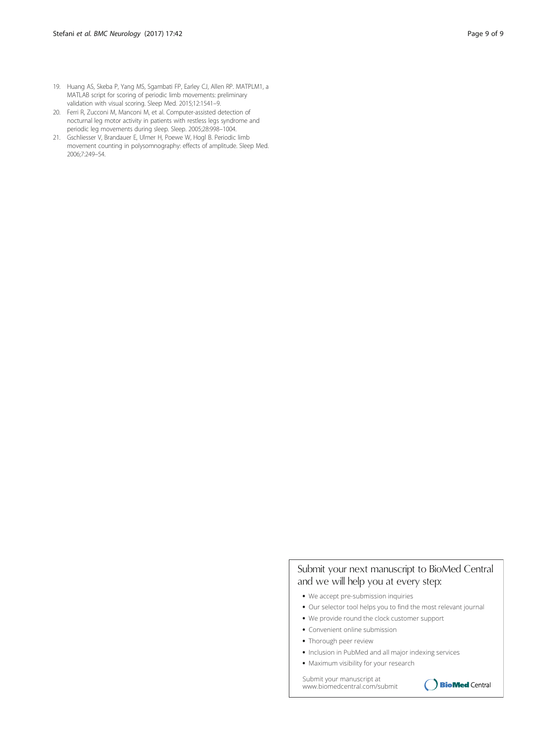19. Huang AS, Skeba P, Yang MS, Sgambati FP, Earley CJ, Allen RP. MATPLM1, a MATLAB script for scoring of periodic limb movements: preliminary validation with visual scoring. Sleep Med. 2015;12:1541–9.
20. Ferri R, Zucconi M, Manconi M, et al. Computer-assisted detection of nocturnal leg motor activity in patients with restless legs syndrome and periodic leg movements during sleep. Sleep. 2005;28:998–1004.
21. Gschliesser V, Brandauer E, Ulmer H, Poewe W, Hogl B. Periodic limb movement counting in polysomnography: effects of amplitude. Sleep Med. 2006;7:249–54.

Submit your next manuscript to BioMed Central and we will help you at every step:

- We accept pre-submission inquiries
- Our selector tool helps you to find the most relevant journal
- We provide round the clock customer support
- Convenient online submission
- Thorough peer review
- Inclusion in PubMed and all major indexing services
- Maximum visibility for your research

Submit your manuscript at www.biomedcentral.com/submit

BioMed Central